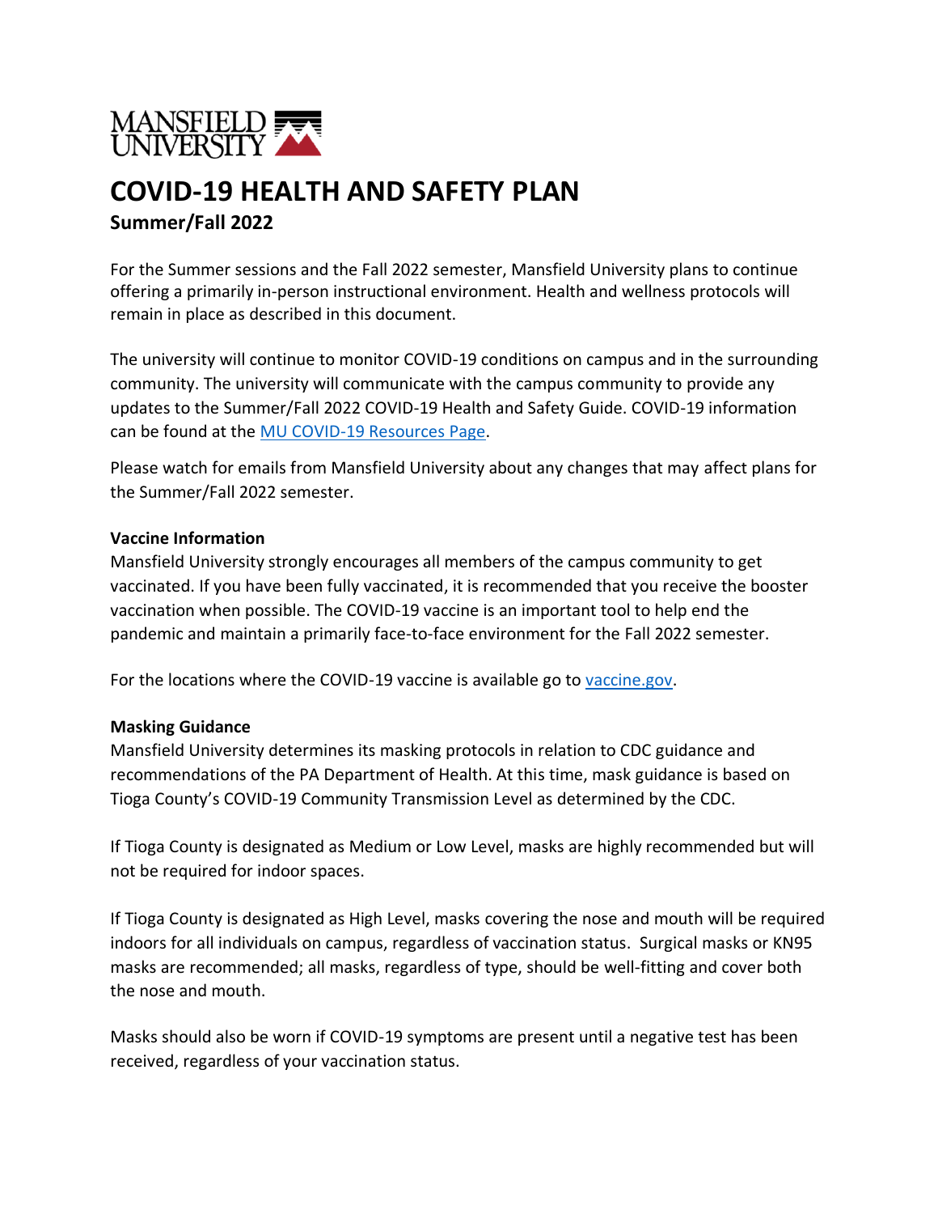MANSFIELD UNIVERSITY

# COVID-19 HEALTH AND SAFETY PLAN

## Summer/Fall 2022

For the Summer sessions and the Fall 2022 semester, Mansfield University plans to continue offering a primarily in-person instructional environment. Health and wellness protocols will remain in place as described in this document.

The university will continue to monitor COVID-19 conditions on campus and in the surrounding community. The university will communicate with the campus community to provide any updates to the Summer/Fall 2022 COVID-19 Health and Safety Guide. COVID-19 information can be found at the MU COVID-19 Resources Page.

Please watch for emails from Mansfield University about any changes that may affect plans for the Summer/Fall 2022 semester.

**Vaccine Information**

Mansfield University strongly encourages all members of the campus community to get vaccinated. If you have been fully vaccinated, it is recommended that you receive the booster vaccination when possible. The COVID-19 vaccine is an important tool to help end the pandemic and maintain a primarily face-to-face environment for the Fall 2022 semester.

For the locations where the COVID-19 vaccine is available go to vaccine.gov.

**Masking Guidance**

Mansfield University determines its masking protocols in relation to CDC guidance and recommendations of the PA Department of Health. At this time, mask guidance is based on Tioga County's COVID-19 Community Transmission Level as determined by the CDC.

If Tioga County is designated as Medium or Low Level, masks are highly recommended but will not be required for indoor spaces.

If Tioga County is designated as High Level, masks covering the nose and mouth will be required indoors for all individuals on campus, regardless of vaccination status. Surgical masks or KN95 masks are recommended; all masks, regardless of type, should be well-fitting and cover both the nose and mouth.

Masks should also be worn if COVID-19 symptoms are present until a negative test has been received, regardless of your vaccination status.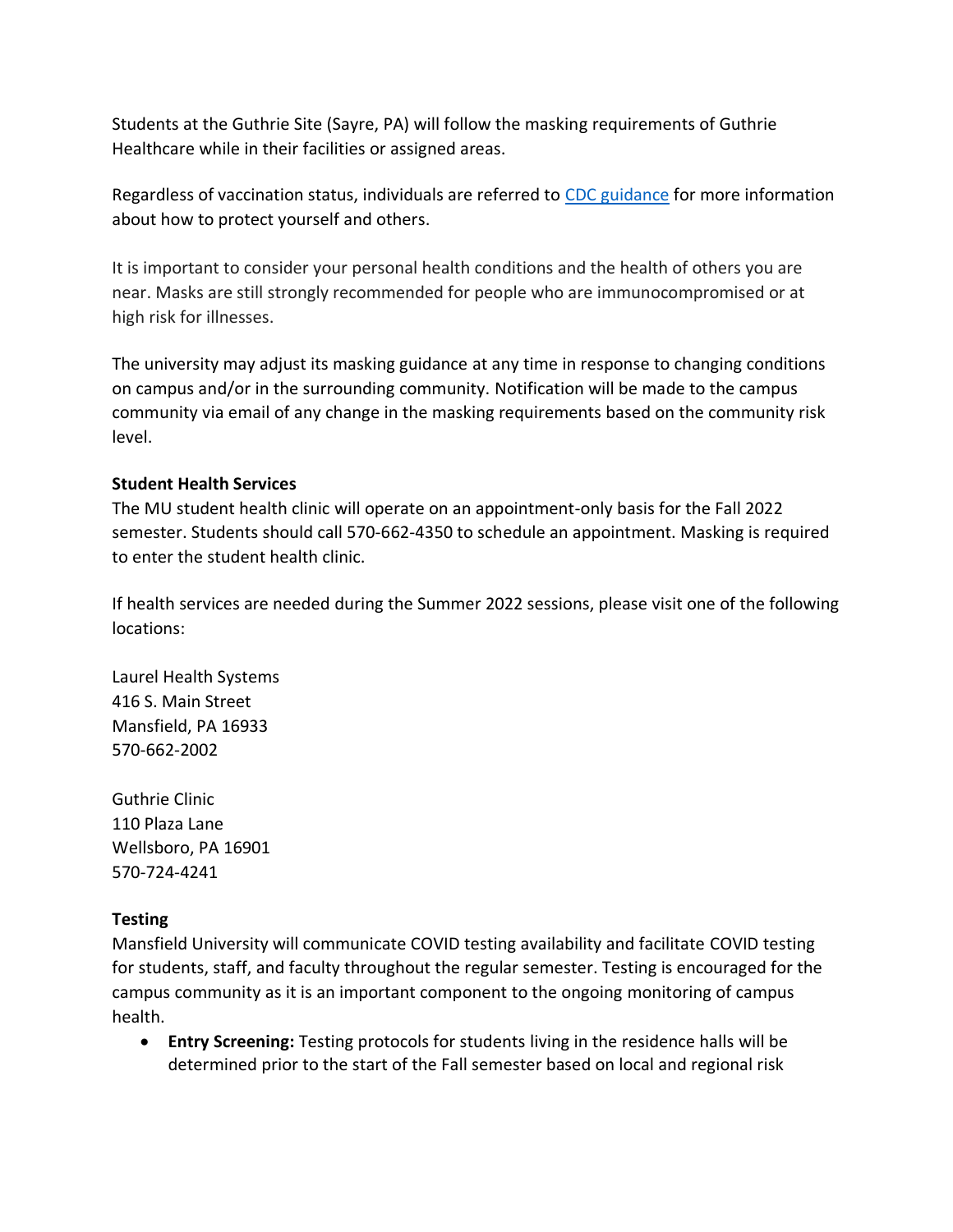Students at the Guthrie Site (Sayre, PA) will follow the masking requirements of Guthrie Healthcare while in their facilities or assigned areas.

Regardless of vaccination status, individuals are referred to [CDC guidance] for more information about how to protect yourself and others.

It is important to consider your personal health conditions and the health of others you are near. Masks are still strongly recommended for people who are immunocompromised or at high risk for illnesses.

The university may adjust its masking guidance at any time in response to changing conditions on campus and/or in the surrounding community. Notification will be made to the campus community via email of any change in the masking requirements based on the community risk level.

**Student Health Services**

The MU student health clinic will operate on an appointment-only basis for the Fall 2022 semester. Students should call 570-662-4350 to schedule an appointment. Masking is required to enter the student health clinic.

If health services are needed during the Summer 2022 sessions, please visit one of the following locations:

Laurel Health Systems
416 S. Main Street
Mansfield, PA 16933
570-662-2002

Guthrie Clinic
110 Plaza Lane
Wellsboro, PA 16901
570-724-4241

**Testing**

Mansfield University will communicate COVID testing availability and facilitate COVID testing for students, staff, and faculty throughout the regular semester. Testing is encouraged for the campus community as it is an important component to the ongoing monitoring of campus health.

- **Entry Screening:** Testing protocols for students living in the residence halls will be determined prior to the start of the Fall semester based on local and regional risk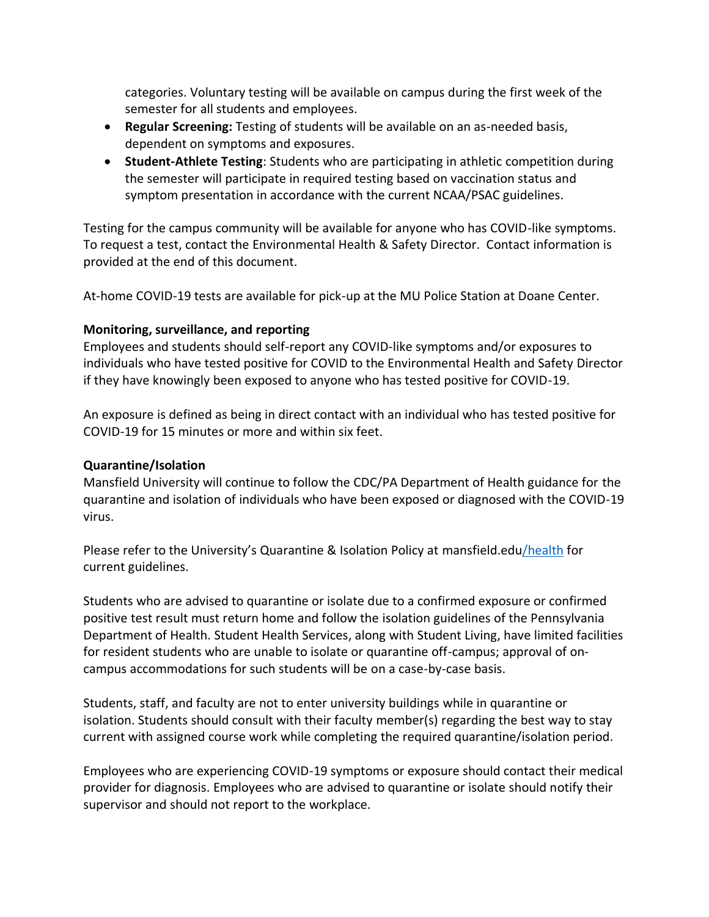categories. Voluntary testing will be available on campus during the first week of the semester for all students and employees.

- **Regular Screening:** Testing of students will be available on an as-needed basis, dependent on symptoms and exposures.
- **Student-Athlete Testing**: Students who are participating in athletic competition during the semester will participate in required testing based on vaccination status and symptom presentation in accordance with the current NCAA/PSAC guidelines.

Testing for the campus community will be available for anyone who has COVID-like symptoms. To request a test, contact the Environmental Health & Safety Director. Contact information is provided at the end of this document.

At-home COVID-19 tests are available for pick-up at the MU Police Station at Doane Center.

**Monitoring, surveillance, and reporting**

Employees and students should self-report any COVID-like symptoms and/or exposures to individuals who have tested positive for COVID to the Environmental Health and Safety Director if they have knowingly been exposed to anyone who has tested positive for COVID-19.

An exposure is defined as being in direct contact with an individual who has tested positive for COVID-19 for 15 minutes or more and within six feet.

**Quarantine/Isolation**

Mansfield University will continue to follow the CDC/PA Department of Health guidance for the quarantine and isolation of individuals who have been exposed or diagnosed with the COVID-19 virus.

Please refer to the University's Quarantine & Isolation Policy at mansfield.edu/health for current guidelines.

Students who are advised to quarantine or isolate due to a confirmed exposure or confirmed positive test result must return home and follow the isolation guidelines of the Pennsylvania Department of Health. Student Health Services, along with Student Living, have limited facilities for resident students who are unable to isolate or quarantine off-campus; approval of on-campus accommodations for such students will be on a case-by-case basis.

Students, staff, and faculty are not to enter university buildings while in quarantine or isolation. Students should consult with their faculty member(s) regarding the best way to stay current with assigned course work while completing the required quarantine/isolation period.

Employees who are experiencing COVID-19 symptoms or exposure should contact their medical provider for diagnosis. Employees who are advised to quarantine or isolate should notify their supervisor and should not report to the workplace.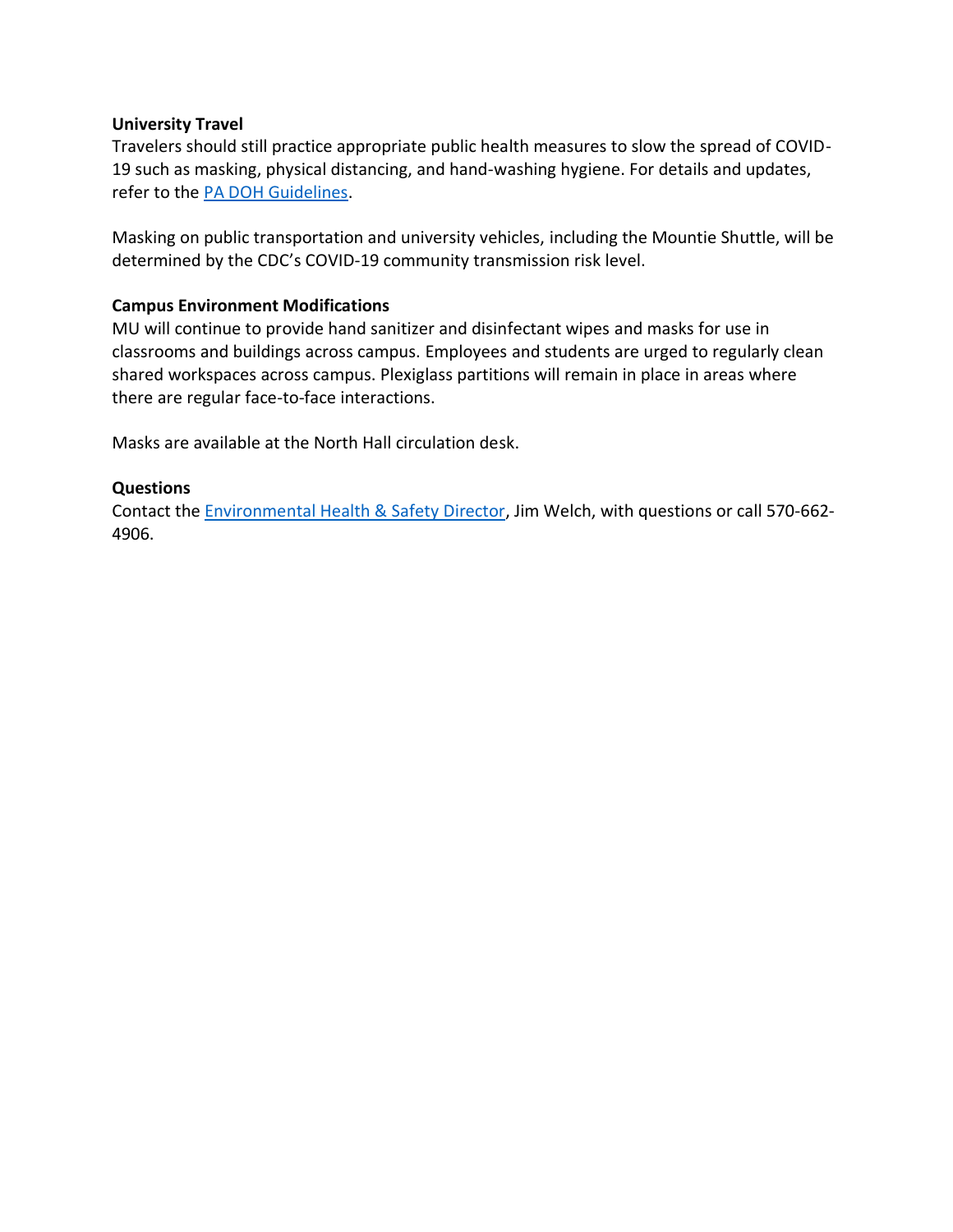**University Travel**

Travelers should still practice appropriate public health measures to slow the spread of COVID-19 such as masking, physical distancing, and hand-washing hygiene. For details and updates, refer to the [PA DOH Guidelines](#).

Masking on public transportation and university vehicles, including the Mountie Shuttle, will be determined by the CDC's COVID-19 community transmission risk level.

**Campus Environment Modifications**

MU will continue to provide hand sanitizer and disinfectant wipes and masks for use in classrooms and buildings across campus. Employees and students are urged to regularly clean shared workspaces across campus. Plexiglass partitions will remain in place in areas where there are regular face-to-face interactions.

Masks are available at the North Hall circulation desk.

**Questions**

Contact the [Environmental Health & Safety Director](#), Jim Welch, with questions or call 570-662-4906.